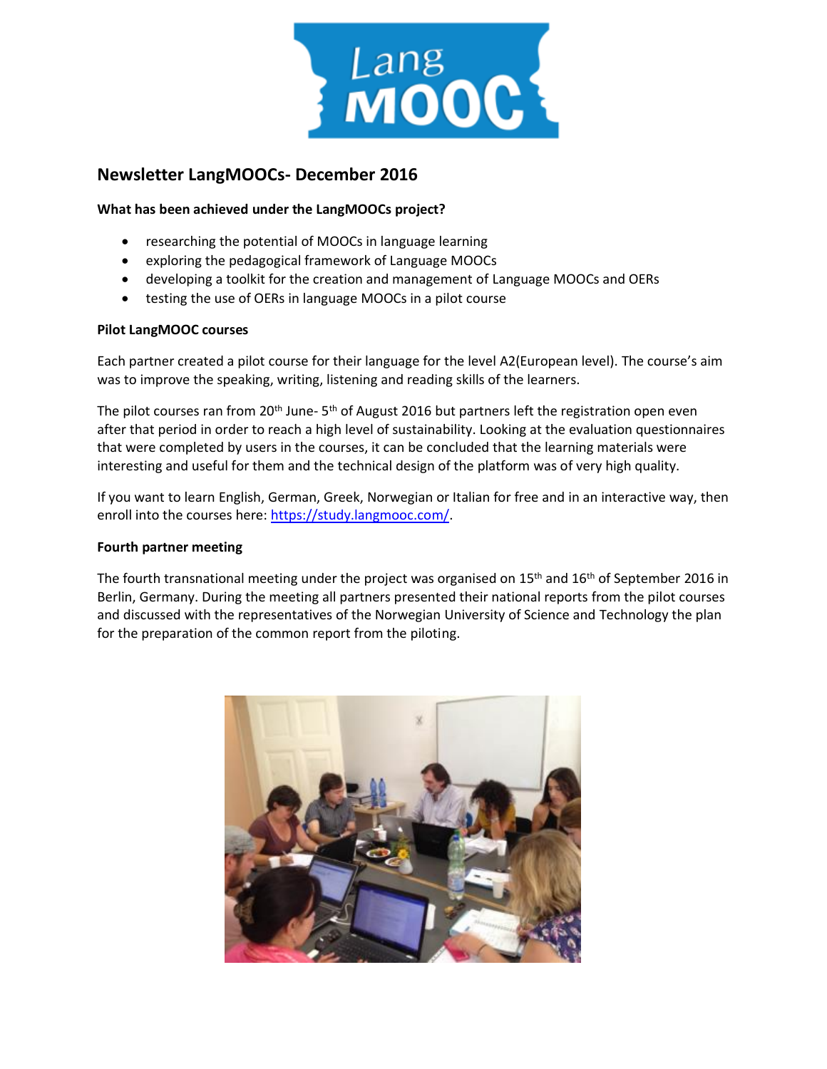## Newsletter LangMOOCs- December 2016

**What has been achieved under the LangMOOCs project?**

- researching the potential of MOOCs in language learning
- exploring the pedagogical framework of Language MOOCs
- developing a toolkit for the creation and management of Language MOOCs and OERs
- testing the use of OERs in language MOOCs in a pilot course

**Pilot LangMOOC courses**

Each partner created a pilot course for their language for the level A2(European level). The course's aim was to improve the speaking, writing, listening and reading skills of the learners.

The pilot courses ran from 20th June- 5th of August 2016 but partners left the registration open even after that period in order to reach a high level of sustainability. Looking at the evaluation questionnaires that were completed by users in the courses, it can be concluded that the learning materials were interesting and useful for them and the technical design of the platform was of very high quality.

If you want to learn English, German, Greek, Norwegian or Italian for free and in an interactive way, then enroll into the courses here: https://study.langmooc.com/.

**Fourth partner meeting**

The fourth transnational meeting under the project was organised on 15th and 16th of September 2016 in Berlin, Germany. During the meeting all partners presented their national reports from the pilot courses and discussed with the representatives of the Norwegian University of Science and Technology the plan for the preparation of the common report from the piloting.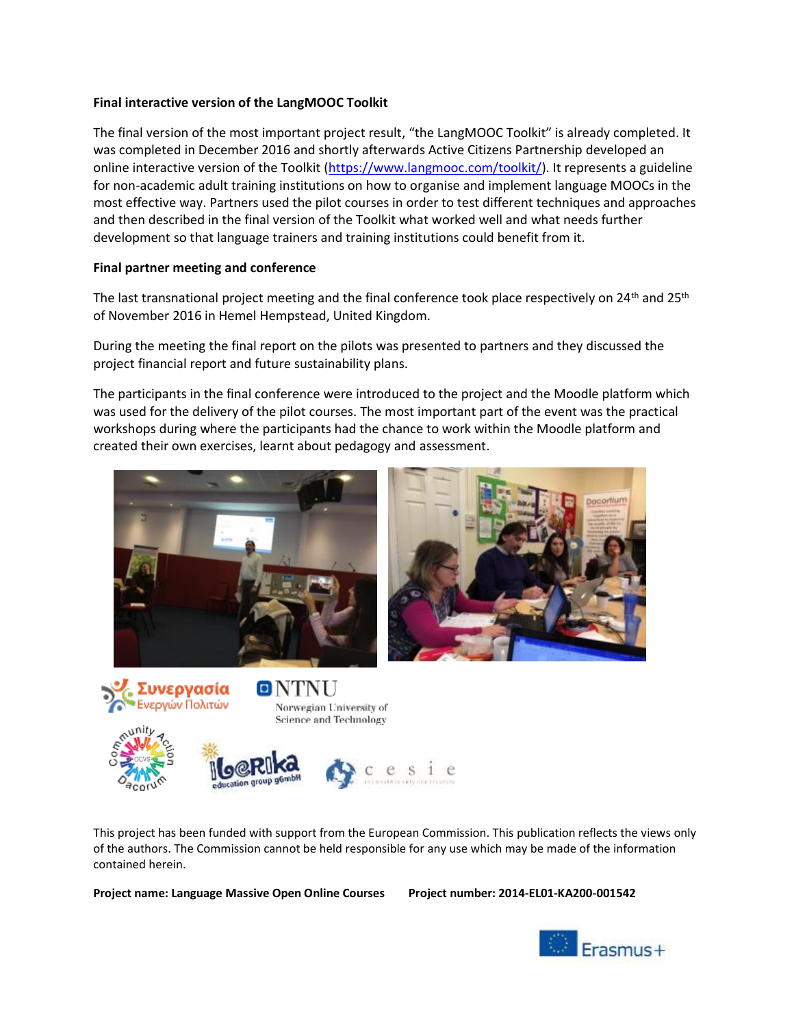**Final interactive version of the LangMOOC Toolkit**

The final version of the most important project result, “the LangMOOC Toolkit” is already completed. It was completed in December 2016 and shortly afterwards Active Citizens Partnership developed an online interactive version of the Toolkit (https://www.langmooc.com/toolkit/). It represents a guideline for non-academic adult training institutions on how to organise and implement language MOOCs in the most effective way. Partners used the pilot courses in order to test different techniques and approaches and then described in the final version of the Toolkit what worked well and what needs further development so that language trainers and training institutions could benefit from it.

**Final partner meeting and conference**

The last transnational project meeting and the final conference took place respectively on 24th and 25th of November 2016 in Hemel Hempstead, United Kingdom.

During the meeting the final report on the pilots was presented to partners and they discussed the project financial report and future sustainability plans.

The participants in the final conference were introduced to the project and the Moodle platform which was used for the delivery of the pilot courses. The most important part of the event was the practical workshops during where the participants had the chance to work within the Moodle platform and created their own exercises, learnt about pedagogy and assessment.

This project has been funded with support from the European Commission. This publication reflects the views only of the authors. The Commission cannot be held responsible for any use which may be made of the information contained herein.

**Project name: Language Massive Open Online Courses** **Project number: 2014-EL01-KA200-001542**